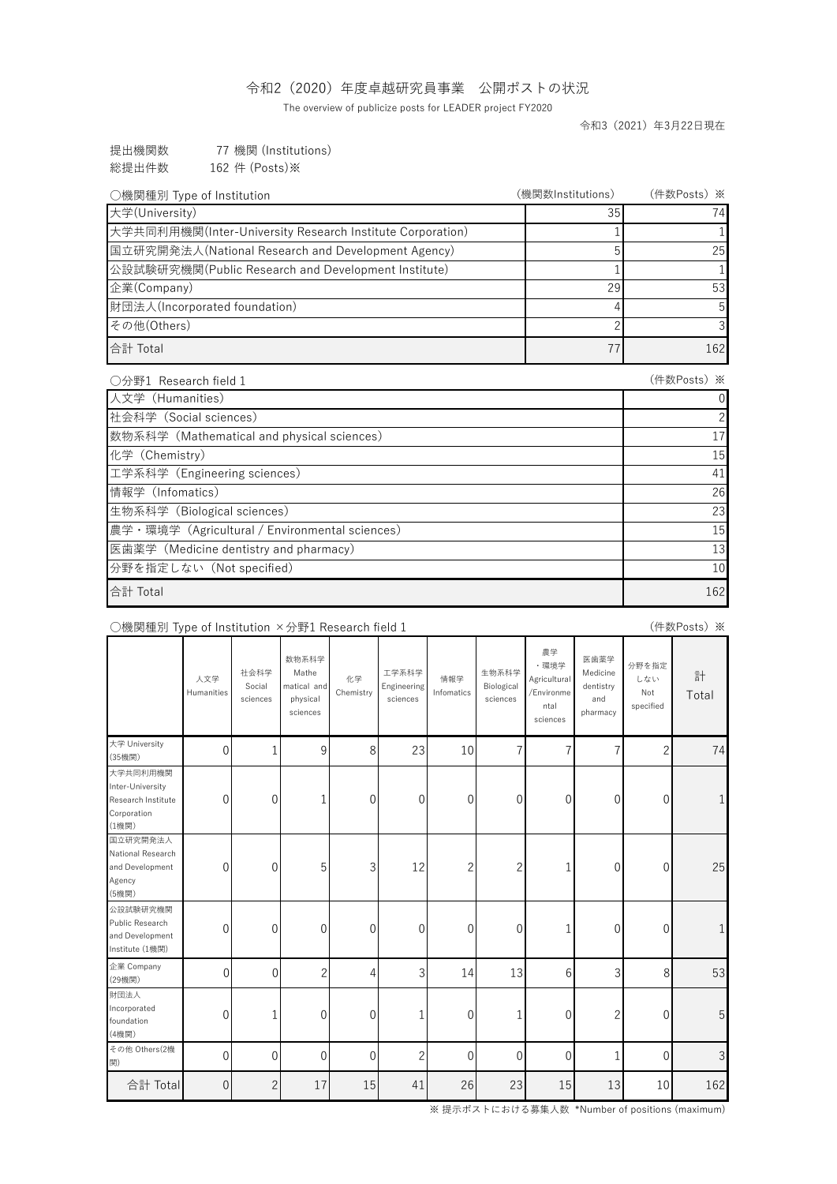# 令和2（2020）年度卓越研究員事業　公開ポストの状況

The overview of publicize posts for LEADER project FY2020

令和3（2021）年3月22日現在

提出機関数　　77 機関 (Institutions)

総提出件数　　162 件 (Posts)※

○機関種別 Type of Institution

| | (機関数Institutions) | (件数Posts) ※ |
|---|---|---|
| 大学(University) | 35 | 74 |
| 大学共同利用機関(Inter-University Research Institute Corporation) | 1 | 1 |
| 国立研究開発法人(National Research and Development Agency) | 5 | 25 |
| 公設試験研究機関(Public Research and Development Institute) | 1 | 1 |
| 企業(Company) | 29 | 53 |
| 財団法人(Incorporated foundation) | 4 | 5 |
| その他(Others) | 2 | 3 |
| 合計 Total | 77 | 162 |

○分野1 Research field 1

| | (件数Posts) ※ |
|---|---|
| 人文学（Humanities） | 0 |
| 社会科学（Social sciences） | 2 |
| 数物系科学（Mathematical and physical sciences） | 17 |
| 化学（Chemistry） | 15 |
| 工学系科学（Engineering sciences） | 41 |
| 情報学（Infomatics） | 26 |
| 生物系科学（Biological sciences） | 23 |
| 農学・環境学（Agricultural / Environmental sciences） | 15 |
| 医歯薬学（Medicine dentistry and pharmacy） | 13 |
| 分野を指定しない（Not specified） | 10 |
| 合計 Total | 162 |

○機関種別 Type of Institution ×分野1 Research field 1

(件数Posts) ※

| | 人文学 Humanities | 社会科学 Social sciences | 数物系科学 Mathematical and physical sciences | 化学 Chemistry | 工学系科学 Engineering sciences | 情報学 Infomatics | 生物系科学 Biological sciences | 農学・環境学 Agricultural /Environmental sciences | 医歯薬学 Medicine dentistry and pharmacy | 分野を指定しない Not specified | 計 Total |
|---|---|---|---|---|---|---|---|---|---|---|---|
| 大学 University (35機関) | 0 | 1 | 9 | 8 | 23 | 10 | 7 | 7 | 7 | 2 | 74 |
| 大学共同利用機関 Inter-University Research Institute Corporation (1機関) | 0 | 0 | 1 | 0 | 0 | 0 | 0 | 0 | 0 | 0 | 1 |
| 国立研究開発法人 National Research and Development Agency (5機関) | 0 | 0 | 5 | 3 | 12 | 2 | 2 | 1 | 0 | 0 | 25 |
| 公設試験研究機関 Public Research and Development Institute (1機関) | 0 | 0 | 0 | 0 | 0 | 0 | 0 | 1 | 0 | 0 | 1 |
| 企業 Company (29機関) | 0 | 0 | 2 | 4 | 3 | 14 | 13 | 6 | 3 | 8 | 53 |
| 財団法人 Incorporated foundation (4機関) | 0 | 1 | 0 | 0 | 1 | 0 | 1 | 0 | 2 | 0 | 5 |
| その他 Others(2機関) | 0 | 0 | 0 | 0 | 2 | 0 | 0 | 0 | 1 | 0 | 3 |
| 合計 Total | 0 | 2 | 17 | 15 | 41 | 26 | 23 | 15 | 13 | 10 | 162 |

※ 提示ポストにおける募集人数 *Number of positions (maximum)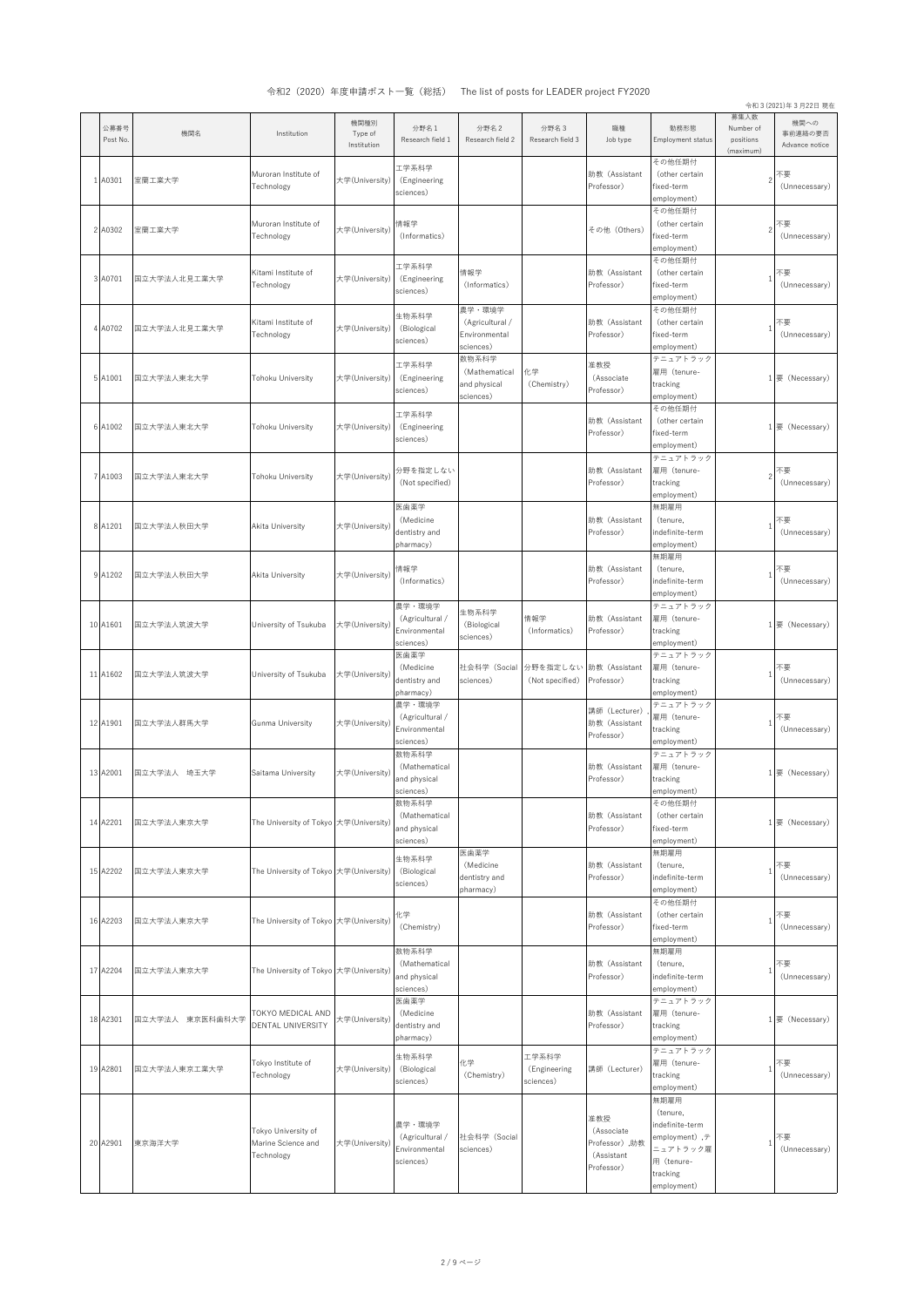令和2（2020）年度申請ポスト一覧（総括）　The list of posts for LEADER project FY2020

令和３(2021)年３月22日 現在

| | 公募番号 Post No. | 機関名 | Institution | 機関種別 Type of Institution | 分野名１ Research field 1 | 分野名２ Research field 2 | 分野名３ Research field 3 | 職種 Job type | 勤務形態 Employment status | 募集人数 Number of positions (maximum) | 機関への事前連絡の要否 Advance notice |
|---|---|---|---|---|---|---|---|---|---|---|---|
| 1 | A0301 | 室蘭工業大学 | Muroran Institute of Technology | 大学(University) | 工学系科学 (Engineering sciences) | | | 助教（Assistant Professor） | その他任期付 (other certain fixed-term employment) | 2 | 不要 (Unnecessary) |
| 2 | A0302 | 室蘭工業大学 | Muroran Institute of Technology | 大学(University) | 情報学 (Informatics) | | | その他（Others） | その他任期付 (other certain fixed-term employment) | 2 | 不要 (Unnecessary) |
| 3 | A0701 | 国立大学法人北見工業大学 | Kitami Institute of Technology | 大学(University) | 工学系科学 (Engineering sciences) | 情報学 (Informatics) | | 助教（Assistant Professor） | その他任期付 (other certain fixed-term employment) | 1 | 不要 (Unnecessary) |
| 4 | A0702 | 国立大学法人北見工業大学 | Kitami Institute of Technology | 大学(University) | 生物系科学 (Biological sciences) | 農学・環境学 (Agricultural / Environmental sciences) | | 助教（Assistant Professor） | その他任期付 (other certain fixed-term employment) | 1 | 不要 (Unnecessary) |
| 5 | A1001 | 国立大学法人東北大学 | Tohoku University | 大学(University) | 工学系科学 (Engineering sciences) | 数物系科学 (Mathematical and physical sciences) | 化学 (Chemistry) | 准教授 (Associate Professor) | テニュアトラック雇用 (tenure-tracking employment) | 1 | 要 (Necessary) |
| 6 | A1002 | 国立大学法人東北大学 | Tohoku University | 大学(University) | 工学系科学 (Engineering sciences) | | | 助教（Assistant Professor） | その他任期付 (other certain fixed-term employment) | 1 | 要 (Necessary) |
| 7 | A1003 | 国立大学法人東北大学 | Tohoku University | 大学(University) | 分野を指定しない (Not specified) | | | 助教（Assistant Professor） | テニュアトラック雇用 (tenure-tracking employment) | 2 | 不要 (Unnecessary) |
| 8 | A1201 | 国立大学法人秋田大学 | Akita University | 大学(University) | 医歯薬学 (Medicine dentistry and pharmacy) | | | 助教（Assistant Professor） | 無期雇用 (tenure, indefinite-term employment) | 1 | 不要 (Unnecessary) |
| 9 | A1202 | 国立大学法人秋田大学 | Akita University | 大学(University) | 情報学 (Informatics) | | | 助教（Assistant Professor） | 無期雇用 (tenure, indefinite-term employment) | 1 | 不要 (Unnecessary) |
| 10 | A1601 | 国立大学法人筑波大学 | University of Tsukuba | 大学(University) | 農学・環境学 (Agricultural / Environmental sciences) | 生物系科学 (Biological sciences) | 情報学 (Informatics) | 助教（Assistant Professor） | テニュアトラック雇用 (tenure-tracking employment) | 1 | 要 (Necessary) |
| 11 | A1602 | 国立大学法人筑波大学 | University of Tsukuba | 大学(University) | 医歯薬学 (Medicine dentistry and pharmacy) | 社会科学 (Social sciences) | 分野を指定しない (Not specified) | 助教（Assistant Professor） | テニュアトラック雇用 (tenure-tracking employment) | 1 | 不要 (Unnecessary) |
| 12 | A1901 | 国立大学法人群馬大学 | Gunma University | 大学(University) | 農学・環境学 (Agricultural / Environmental sciences) | | | 講師（Lecturer），助教（Assistant Professor） | テニュアトラック雇用 (tenure-tracking employment) | 1 | 不要 (Unnecessary) |
| 13 | A2001 | 国立大学法人　埼玉大学 | Saitama University | 大学(University) | 数物系科学 (Mathematical and physical sciences) | | | 助教（Assistant Professor） | テニュアトラック雇用 (tenure-tracking employment) | 1 | 要 (Necessary) |
| 14 | A2201 | 国立大学法人東京大学 | The University of Tokyo | 大学(University) | 数物系科学 (Mathematical and physical sciences) | | | 助教（Assistant Professor） | その他任期付 (other certain fixed-term employment) | 1 | 要 (Necessary) |
| 15 | A2202 | 国立大学法人東京大学 | The University of Tokyo | 大学(University) | 生物系科学 (Biological sciences) | 医歯薬学 (Medicine dentistry and pharmacy) | | 助教（Assistant Professor） | 無期雇用 (tenure, indefinite-term employment) | 1 | 不要 (Unnecessary) |
| 16 | A2203 | 国立大学法人東京大学 | The University of Tokyo | 大学(University) | 化学 (Chemistry) | | | 助教（Assistant Professor） | その他任期付 (other certain fixed-term employment) | 1 | 不要 (Unnecessary) |
| 17 | A2204 | 国立大学法人東京大学 | The University of Tokyo | 大学(University) | 数物系科学 (Mathematical and physical sciences) | | | 助教（Assistant Professor） | 無期雇用 (tenure, indefinite-term employment) | 1 | 不要 (Unnecessary) |
| 18 | A2301 | 国立大学法人　東京医科歯科大学 | TOKYO MEDICAL AND DENTAL UNIVERSITY | 大学(University) | 医歯薬学 (Medicine dentistry and pharmacy) | | | 助教（Assistant Professor） | テニュアトラック雇用 (tenure-tracking employment) | 1 | 要 (Necessary) |
| 19 | A2801 | 国立大学法人東京工業大学 | Tokyo Institute of Technology | 大学(University) | 生物系科学 (Biological sciences) | 化学 (Chemistry) | 工学系科学 (Engineering sciences) | 講師（Lecturer） | テニュアトラック雇用 (tenure-tracking employment) | 1 | 不要 (Unnecessary) |
| 20 | A2901 | 東京海洋大学 | Tokyo University of Marine Science and Technology | 大学(University) | 農学・環境学 (Agricultural / Environmental sciences) | 社会科学 (Social sciences) | | 准教授 (Associate Professor)，助教 (Assistant Professor) | 無期雇用 (tenure, indefinite-term employment)，テニュアトラック雇用 (tenure-tracking employment) | 1 | 不要 (Unnecessary) |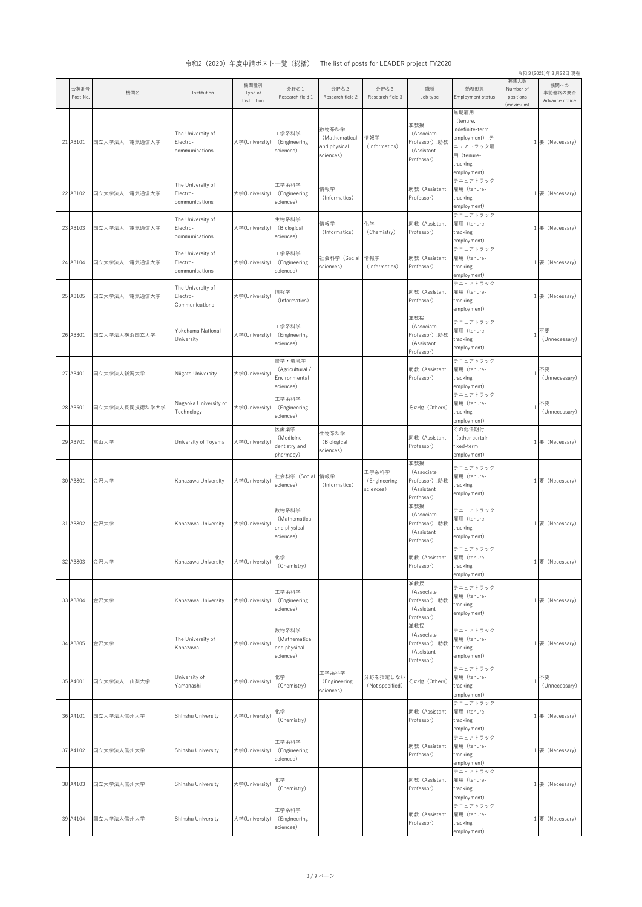# 令和2（2020）年度申請ポスト一覧（総括）　The list of posts for LEADER project FY2020

令和３(2021)年３月22日 現在

| | 公募番号 Post No. | 機関名 | Institution | 機関種別 Type of Institution | 分野名１ Research field 1 | 分野名２ Research field 2 | 分野名３ Research field 3 | 職種 Job type | 勤務形態 Employment status | 募集人数 Number of positions (maximum) | 機関への事前連絡の要否 Advance notice |
|---|---|---|---|---|---|---|---|---|---|---|---|
| 21 | A3101 | 国立大学法人　電気通信大学 | The University of Electro-communications | 大学(University) | 工学系科学（Engineering sciences） | 数物系科学（Mathematical and physical sciences） | 情報学（Informatics） | 准教授（Associate Professor）,助教（Assistant Professor） | 無期雇用（tenure, indefinite-term employment）,テニュアトラック雇用（tenure-tracking employment） | 1 | 要（Necessary） |
| 22 | A3102 | 国立大学法人　電気通信大学 | The University of Electro-communications | 大学(University) | 工学系科学（Engineering sciences） | 情報学（Informatics） | | 助教（Assistant Professor） | テニュアトラック雇用（tenure-tracking employment） | 1 | 要（Necessary） |
| 23 | A3103 | 国立大学法人　電気通信大学 | The University of Electro-communications | 大学(University) | 生物系科学（Biological sciences） | 情報学（Informatics） | 化学（Chemistry） | 助教（Assistant Professor） | テニュアトラック雇用（tenure-tracking employment） | 1 | 要（Necessary） |
| 24 | A3104 | 国立大学法人　電気通信大学 | The University of Electro-communications | 大学(University) | 工学系科学（Engineering sciences） | 社会科学（Social sciences） | 情報学（Informatics） | 助教（Assistant Professor） | テニュアトラック雇用（tenure-tracking employment） | 1 | 要（Necessary） |
| 25 | A3105 | 国立大学法人　電気通信大学 | The University of Electro-Communications | 大学(University) | 情報学（Informatics） | | | 助教（Assistant Professor） | テニュアトラック雇用（tenure-tracking employment） | 1 | 要（Necessary） |
| 26 | A3301 | 国立大学法人横浜国立大学 | Yokohama National University | 大学(University) | 工学系科学（Engineering sciences） | | | 准教授（Associate Professor）,助教（Assistant Professor） | テニュアトラック雇用（tenure-tracking employment） | 1 | 不要（Unnecessary） |
| 27 | A3401 | 国立大学法人新潟大学 | Niigata University | 大学(University) | 農学・環境学（Agricultural / Environmental sciences） | | | 助教（Assistant Professor） | テニュアトラック雇用（tenure-tracking employment） | 1 | 不要（Unnecessary） |
| 28 | A3501 | 国立大学法人長岡技術科学大学 | Nagaoka University of Technology | 大学(University) | 工学系科学（Engineering sciences） | | | その他（Others） | テニュアトラック雇用（tenure-tracking employment） | 1 | 不要（Unnecessary） |
| 29 | A3701 | 富山大学 | University of Toyama | 大学(University) | 医歯薬学（Medicine dentistry and pharmacy） | 生物系科学（Biological sciences） | | 助教（Assistant Professor） | その他任期付（other certain fixed-term employment） | 1 | 要（Necessary） |
| 30 | A3801 | 金沢大学 | Kanazawa University | 大学(University) | 社会科学（Social sciences） | 情報学（Informatics） | 工学系科学（Engineering sciences） | 准教授（Associate Professor）,助教（Assistant Professor） | テニュアトラック雇用（tenure-tracking employment） | 1 | 要（Necessary） |
| 31 | A3802 | 金沢大学 | Kanazawa University | 大学(University) | 数物系科学（Mathematical and physical sciences） | | | 准教授（Associate Professor）,助教（Assistant Professor） | テニュアトラック雇用（tenure-tracking employment） | 1 | 要（Necessary） |
| 32 | A3803 | 金沢大学 | Kanazawa University | 大学(University) | 化学（Chemistry） | | | 助教（Assistant Professor） | テニュアトラック雇用（tenure-tracking employment） | 1 | 要（Necessary） |
| 33 | A3804 | 金沢大学 | Kanazawa University | 大学(University) | 工学系科学（Engineering sciences） | | | 准教授（Associate Professor）,助教（Assistant Professor） | テニュアトラック雇用（tenure-tracking employment） | 1 | 要（Necessary） |
| 34 | A3805 | 金沢大学 | The University of Kanazawa | 大学(University) | 数物系科学（Mathematical and physical sciences） | | | 准教授（Associate Professor）,助教（Assistant Professor） | テニュアトラック雇用（tenure-tracking employment） | 1 | 要（Necessary） |
| 35 | A4001 | 国立大学法人　山梨大学 | University of Yamanashi | 大学(University) | 化学（Chemistry） | 工学系科学（Engineering sciences） | 分野を指定しない（Not specified） | その他（Others） | テニュアトラック雇用（tenure-tracking employment） | 1 | 不要（Unnecessary） |
| 36 | A4101 | 国立大学法人信州大学 | Shinshu University | 大学(University) | 化学（Chemistry） | | | 助教（Assistant Professor） | テニュアトラック雇用（tenure-tracking employment） | 1 | 要（Necessary） |
| 37 | A4102 | 国立大学法人信州大学 | Shinshu University | 大学(University) | 工学系科学（Engineering sciences） | | | 助教（Assistant Professor） | テニュアトラック雇用（tenure-tracking employment） | 1 | 要（Necessary） |
| 38 | A4103 | 国立大学法人信州大学 | Shinshu University | 大学(University) | 化学（Chemistry） | | | 助教（Assistant Professor） | テニュアトラック雇用（tenure-tracking employment） | 1 | 要（Necessary） |
| 39 | A4104 | 国立大学法人信州大学 | Shinshu University | 大学(University) | 工学系科学（Engineering sciences） | | | 助教（Assistant Professor） | テニュアトラック雇用（tenure-tracking employment） | 1 | 要（Necessary） |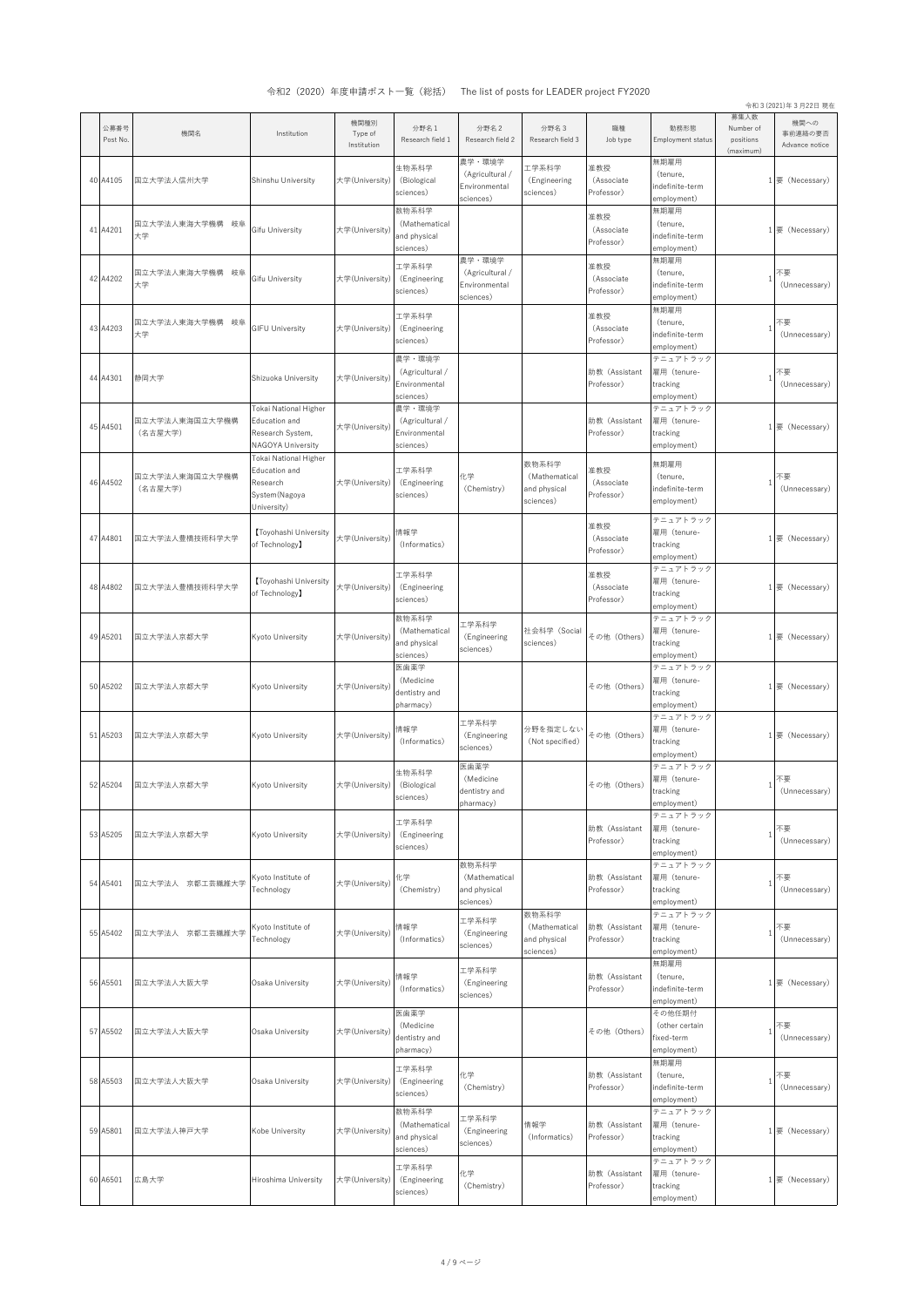# 令和2（2020）年度申請ポスト一覧（総括）　The list of posts for LEADER project FY2020

令和３(2021)年３月22日 現在

| | 公募番号 Post No. | 機関名 | Institution | 機関種別 Type of Institution | 分野名１ Research field 1 | 分野名２ Research field 2 | 分野名３ Research field 3 | 職種 Job type | 勤務形態 Employment status | 募集人数 Number of positions (maximum) | 機関への事前連絡の要否 Advance notice |
|---|---|---|---|---|---|---|---|---|---|---|---|
| 40 | A4105 | 国立大学法人信州大学 | Shinshu University | 大学(University) | 生物系科学 (Biological sciences) | 農学・環境学 (Agricultural / Environmental sciences) | 工学系科学 (Engineering sciences) | 准教授 (Associate Professor) | 無期雇用 (tenure, indefinite-term employment) | 1 | 要 (Necessary) |
| 41 | A4201 | 国立大学法人東海国立大学機構　岐阜大学 | Gifu University | 大学(University) | 数物系科学 (Mathematical and physical sciences) | | | 准教授 (Associate Professor) | 無期雇用 (tenure, indefinite-term employment) | 1 | 要 (Necessary) |
| 42 | A4202 | 国立大学法人東海国立大学機構　岐阜大学 | Gifu University | 大学(University) | 工学系科学 (Engineering sciences) | 農学・環境学 (Agricultural / Environmental sciences) | | 准教授 (Associate Professor) | 無期雇用 (tenure, indefinite-term employment) | 1 | 不要 (Unnecessary) |
| 43 | A4203 | 国立大学法人東海国立大学機構　岐阜大学 | GIFU University | 大学(University) | 工学系科学 (Engineering sciences) | | | 准教授 (Associate Professor) | 無期雇用 (tenure, indefinite-term employment) | 1 | 不要 (Unnecessary) |
| 44 | A4301 | 静岡大学 | Shizuoka University | 大学(University) | 農学・環境学 (Agricultural / Environmental sciences) | | | 助教 (Assistant Professor) | テニュアトラック雇用 (tenure-tracking employment) | 1 | 不要 (Unnecessary) |
| 45 | A4501 | 国立大学法人東海国立大学機構（名古屋大学） | Tokai National Higher Education and Research System, NAGOYA University | 大学(University) | 農学・環境学 (Agricultural / Environmental sciences) | | | 助教 (Assistant Professor) | テニュアトラック雇用 (tenure-tracking employment) | 1 | 要 (Necessary) |
| 46 | A4502 | 国立大学法人東海国立大学機構（名古屋大学） | Tokai National Higher Education and Research System(Nagoya University) | 大学(University) | 工学系科学 (Engineering sciences) | 化学 (Chemistry) | 数物系科学 (Mathematical and physical sciences) | 准教授 (Associate Professor) | 無期雇用 (tenure, indefinite-term employment) | 1 | 不要 (Unnecessary) |
| 47 | A4801 | 国立大学法人豊橋技術科学大学 | 【Toyohashi University of Technology】 | 大学(University) | 情報学 (Informatics) | | | 准教授 (Associate Professor) | テニュアトラック雇用 (tenure-tracking employment) | 1 | 要 (Necessary) |
| 48 | A4802 | 国立大学法人豊橋技術科学大学 | 【Toyohashi University of Technology】 | 大学(University) | 工学系科学 (Engineering sciences) | | | 准教授 (Associate Professor) | テニュアトラック雇用 (tenure-tracking employment) | 1 | 要 (Necessary) |
| 49 | A5201 | 国立大学法人京都大学 | Kyoto University | 大学(University) | 数物系科学 (Mathematical and physical sciences) | 工学系科学 (Engineering sciences) | 社会科学 (Social sciences) | その他 (Others) | テニュアトラック雇用 (tenure-tracking employment) | 1 | 要 (Necessary) |
| 50 | A5202 | 国立大学法人京都大学 | Kyoto University | 大学(University) | 医歯薬学 (Medicine dentistry and pharmacy) | | | その他 (Others) | テニュアトラック雇用 (tenure-tracking employment) | 1 | 要 (Necessary) |
| 51 | A5203 | 国立大学法人京都大学 | Kyoto University | 大学(University) | 情報学 (Informatics) | 工学系科学 (Engineering sciences) | 分野を指定しない (Not specified) | その他 (Others) | テニュアトラック雇用 (tenure-tracking employment) | 1 | 要 (Necessary) |
| 52 | A5204 | 国立大学法人京都大学 | Kyoto University | 大学(University) | 生物系科学 (Biological sciences) | 医歯薬学 (Medicine dentistry and pharmacy) | | その他 (Others) | テニュアトラック雇用 (tenure-tracking employment) | 1 | 不要 (Unnecessary) |
| 53 | A5205 | 国立大学法人京都大学 | Kyoto University | 大学(University) | 工学系科学 (Engineering sciences) | | | 助教 (Assistant Professor) | テニュアトラック雇用 (tenure-tracking employment) | 1 | 不要 (Unnecessary) |
| 54 | A5401 | 国立大学法人　京都工芸繊維大学 | Kyoto Institute of Technology | 大学(University) | 化学 (Chemistry) | 数物系科学 (Mathematical and physical sciences) | | 助教 (Assistant Professor) | テニュアトラック雇用 (tenure-tracking employment) | 1 | 不要 (Unnecessary) |
| 55 | A5402 | 国立大学法人　京都工芸繊維大学 | Kyoto Institute of Technology | 大学(University) | 情報学 (Informatics) | 工学系科学 (Engineering sciences) | 数物系科学 (Mathematical and physical sciences) | 助教 (Assistant Professor) | テニュアトラック雇用 (tenure-tracking employment) | 1 | 不要 (Unnecessary) |
| 56 | A5501 | 国立大学法人大阪大学 | Osaka University | 大学(University) | 情報学 (Informatics) | 工学系科学 (Engineering sciences) | | 助教 (Assistant Professor) | 無期雇用 (tenure, indefinite-term employment) | 1 | 要 (Necessary) |
| 57 | A5502 | 国立大学法人大阪大学 | Osaka University | 大学(University) | 医歯薬学 (Medicine dentistry and pharmacy) | | | その他 (Others) | その他任期付 (other certain fixed-term employment) | 1 | 不要 (Unnecessary) |
| 58 | A5503 | 国立大学法人大阪大学 | Osaka University | 大学(University) | 工学系科学 (Engineering sciences) | 化学 (Chemistry) | | 助教 (Assistant Professor) | 無期雇用 (tenure, indefinite-term employment) | 1 | 不要 (Unnecessary) |
| 59 | A5801 | 国立大学法人神戸大学 | Kobe University | 大学(University) | 数物系科学 (Mathematical and physical sciences) | 工学系科学 (Engineering sciences) | 情報学 (Informatics) | 助教 (Assistant Professor) | テニュアトラック雇用 (tenure-tracking employment) | 1 | 要 (Necessary) |
| 60 | A6501 | 広島大学 | Hiroshima University | 大学(University) | 工学系科学 (Engineering sciences) | 化学 (Chemistry) | | 助教 (Assistant Professor) | テニュアトラック雇用 (tenure-tracking employment) | 1 | 要 (Necessary) |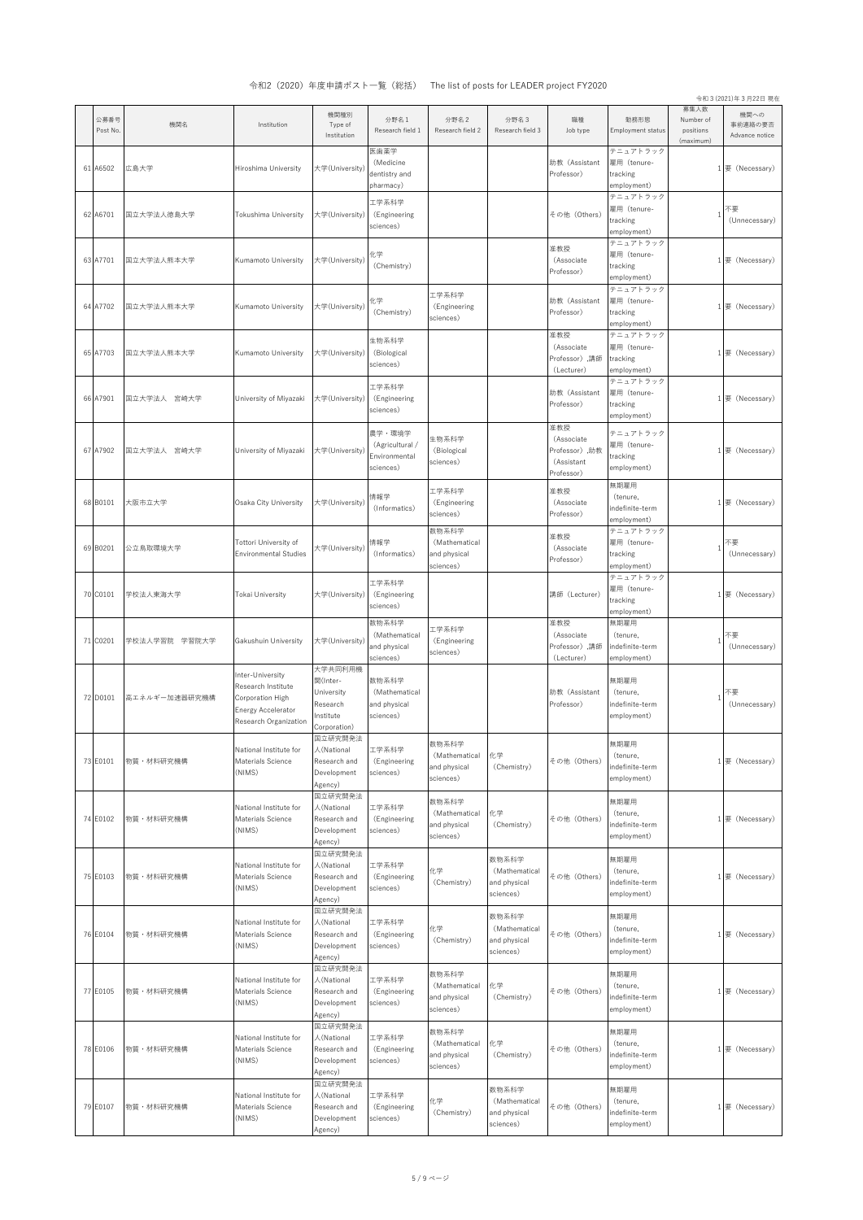令和2（2020）年度申請ポスト一覧（総括）　The list of posts for LEADER project FY2020

令和3 (2021)年3月22日 現在

| | 公募番号 Post No. | 機関名 | Institution | 機関種別 Type of Institution | 分野名1 Research field 1 | 分野名2 Research field 2 | 分野名3 Research field 3 | 職種 Job type | 勤務形態 Employment status | 募集人数 Number of positions (maximum) | 機関への事前連絡の要否 Advance notice |
|---|---|---|---|---|---|---|---|---|---|---|---|
| 61 | A6502 | 広島大学 | Hiroshima University | 大学(University) | 医歯薬学 (Medicine dentistry and pharmacy) | | | 助教（Assistant Professor） | テニュアトラック雇用（tenure-tracking employment） | 1 | 要（Necessary） |
| 62 | A6701 | 国立大学法人徳島大学 | Tokushima University | 大学(University) | 工学系科学 (Engineering sciences) | | | その他（Others） | テニュアトラック雇用（tenure-tracking employment） | 1 | 不要 (Unnecessary) |
| 63 | A7701 | 国立大学法人熊本大学 | Kumamoto University | 大学(University) | 化学 (Chemistry) | | | 准教授 (Associate Professor) | テニュアトラック雇用（tenure-tracking employment） | 1 | 要（Necessary） |
| 64 | A7702 | 国立大学法人熊本大学 | Kumamoto University | 大学(University) | 化学 (Chemistry) | 工学系科学 (Engineering sciences) | | 助教（Assistant Professor） | テニュアトラック雇用（tenure-tracking employment） | 1 | 要（Necessary） |
| 65 | A7703 | 国立大学法人熊本大学 | Kumamoto University | 大学(University) | 生物系科学 (Biological sciences) | | | 准教授 (Associate Professor), 講師 (Lecturer) | テニュアトラック雇用（tenure-tracking employment） | 1 | 要（Necessary） |
| 66 | A7901 | 国立大学法人　宮崎大学 | University of Miyazaki | 大学(University) | 工学系科学 (Engineering sciences) | | | 助教（Assistant Professor） | テニュアトラック雇用（tenure-tracking employment） | 1 | 要（Necessary） |
| 67 | A7902 | 国立大学法人　宮崎大学 | University of Miyazaki | 大学(University) | 農学・環境学 (Agricultural / Environmental sciences) | 生物系科学 (Biological sciences) | | 准教授 (Associate Professor), 助教 (Assistant Professor) | テニュアトラック雇用（tenure-tracking employment） | 1 | 要（Necessary） |
| 68 | B0101 | 大阪市立大学 | Osaka City University | 大学(University) | 情報学 (Informatics) | 工学系科学 (Engineering sciences) | | 准教授 (Associate Professor) | 無期雇用 (tenure, indefinite-term employment) | 1 | 要（Necessary） |
| 69 | B0201 | 公立鳥取環境大学 | Tottori University of Environmental Studies | 大学(University) | 情報学 (Informatics) | 数物系科学 (Mathematical and physical sciences) | | 准教授 (Associate Professor) | テニュアトラック雇用（tenure-tracking employment） | 1 | 不要 (Unnecessary) |
| 70 | C0101 | 学校法人東海大学 | Tokai University | 大学(University) | 工学系科学 (Engineering sciences) | | | 講師（Lecturer） | テニュアトラック雇用（tenure-tracking employment） | 1 | 要（Necessary） |
| 71 | C0201 | 学校法人学習院　学習院大学 | Gakushuin University | 大学(University) | 数物系科学 (Mathematical and physical sciences) | 工学系科学 (Engineering sciences) | | 准教授 (Associate Professor), 講師 (Lecturer) | 無期雇用 (tenure, indefinite-term employment) | 1 | 不要 (Unnecessary) |
| 72 | D0101 | 高エネルギー加速器研究機構 | Inter-University Research Institute Corporation High Energy Accelerator Research Organization | 大学共同利用機関(Inter-University Research Institute Corporation) | 数物系科学 (Mathematical and physical sciences) | | | 助教（Assistant Professor） | 無期雇用 (tenure, indefinite-term employment) | 1 | 不要 (Unnecessary) |
| 73 | E0101 | 物質・材料研究機構 | National Institute for Materials Science (NIMS) | 国立研究開発法人(National Research and Development Agency) | 工学系科学 (Engineering sciences) | 数物系科学 (Mathematical and physical sciences) | 化学 (Chemistry) | その他（Others） | 無期雇用 (tenure, indefinite-term employment) | 1 | 要（Necessary） |
| 74 | E0102 | 物質・材料研究機構 | National Institute for Materials Science (NIMS) | 国立研究開発法人(National Research and Development Agency) | 工学系科学 (Engineering sciences) | 数物系科学 (Mathematical and physical sciences) | 化学 (Chemistry) | その他（Others） | 無期雇用 (tenure, indefinite-term employment) | 1 | 要（Necessary） |
| 75 | E0103 | 物質・材料研究機構 | National Institute for Materials Science (NIMS) | 国立研究開発法人(National Research and Development Agency) | 工学系科学 (Engineering sciences) | 化学 (Chemistry) | 数物系科学 (Mathematical and physical sciences) | その他（Others） | 無期雇用 (tenure, indefinite-term employment) | 1 | 要（Necessary） |
| 76 | E0104 | 物質・材料研究機構 | National Institute for Materials Science (NIMS) | 国立研究開発法人(National Research and Development Agency) | 工学系科学 (Engineering sciences) | 化学 (Chemistry) | 数物系科学 (Mathematical and physical sciences) | その他（Others） | 無期雇用 (tenure, indefinite-term employment) | 1 | 要（Necessary） |
| 77 | E0105 | 物質・材料研究機構 | National Institute for Materials Science (NIMS) | 国立研究開発法人(National Research and Development Agency) | 工学系科学 (Engineering sciences) | 数物系科学 (Mathematical and physical sciences) | 化学 (Chemistry) | その他（Others） | 無期雇用 (tenure, indefinite-term employment) | 1 | 要（Necessary） |
| 78 | E0106 | 物質・材料研究機構 | National Institute for Materials Science (NIMS) | 国立研究開発法人(National Research and Development Agency) | 工学系科学 (Engineering sciences) | 数物系科学 (Mathematical and physical sciences) | 化学 (Chemistry) | その他（Others） | 無期雇用 (tenure, indefinite-term employment) | 1 | 要（Necessary） |
| 79 | E0107 | 物質・材料研究機構 | National Institute for Materials Science (NIMS) | 国立研究開発法人(National Research and Development Agency) | 工学系科学 (Engineering sciences) | 化学 (Chemistry) | 数物系科学 (Mathematical and physical sciences) | その他（Others） | 無期雇用 (tenure, indefinite-term employment) | 1 | 要（Necessary） |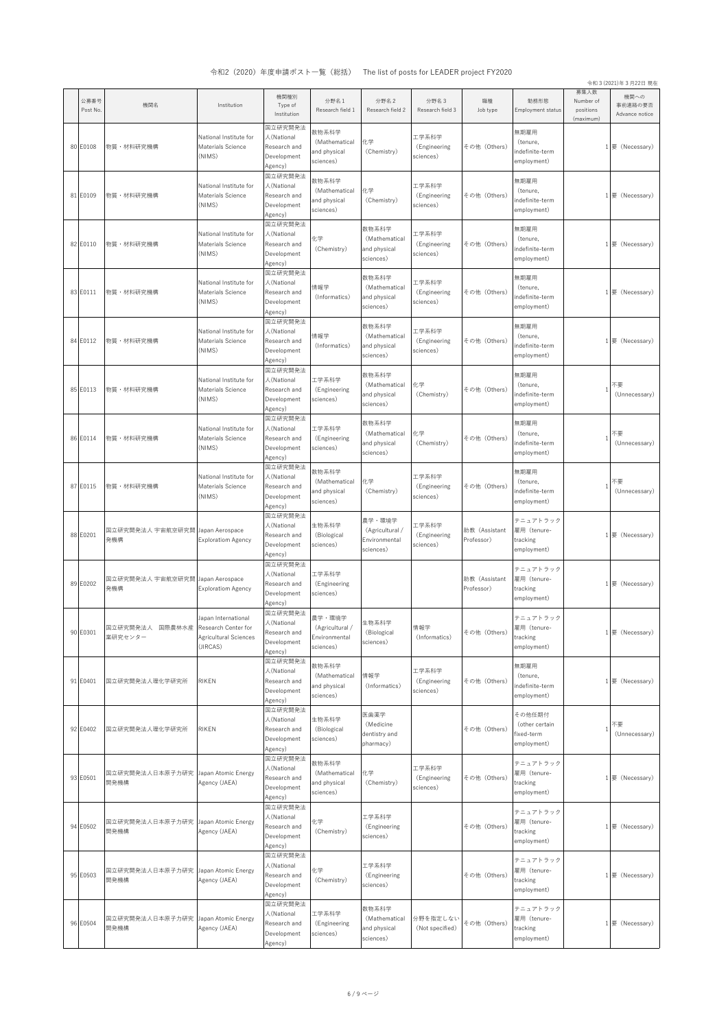# 令和2（2020）年度申請ポスト一覧（総括）　The list of posts for LEADER project FY2020

令和3 (2021)年3月22日 現在

| | 公募番号 Post No. | 機関名 | Institution | 機関種別 Type of Institution | 分野名1 Research field 1 | 分野名2 Research field 2 | 分野名3 Research field 3 | 職種 Job type | 勤務形態 Employment status | 募集人数 Number of positions (maximum) | 機関への事前連絡の要否 Advance notice |
|---|---|---|---|---|---|---|---|---|---|---|---|
| 80 | E0108 | 物質・材料研究機構 | National Institute for Materials Science (NIMS) | 国立研究開発法人(National Research and Development Agency) | 数物系科学 (Mathematical and physical sciences) | 化学 (Chemistry) | 工学系科学 (Engineering sciences) | その他（Others） | 無期雇用 (tenure, indefinite-term employment) | 1 | 要（Necessary） |
| 81 | E0109 | 物質・材料研究機構 | National Institute for Materials Science (NIMS) | 国立研究開発法人(National Research and Development Agency) | 数物系科学 (Mathematical and physical sciences) | 化学 (Chemistry) | 工学系科学 (Engineering sciences) | その他（Others） | 無期雇用 (tenure, indefinite-term employment) | 1 | 要（Necessary） |
| 82 | E0110 | 物質・材料研究機構 | National Institute for Materials Science (NIMS) | 国立研究開発法人(National Research and Development Agency) | 化学 (Chemistry) | 数物系科学 (Mathematical and physical sciences) | 工学系科学 (Engineering sciences) | その他（Others） | 無期雇用 (tenure, indefinite-term employment) | 1 | 要（Necessary） |
| 83 | E0111 | 物質・材料研究機構 | National Institute for Materials Science (NIMS) | 国立研究開発法人(National Research and Development Agency) | 情報学 (Informatics) | 数物系科学 (Mathematical and physical sciences) | 工学系科学 (Engineering sciences) | その他（Others） | 無期雇用 (tenure, indefinite-term employment) | 1 | 要（Necessary） |
| 84 | E0112 | 物質・材料研究機構 | National Institute for Materials Science (NIMS) | 国立研究開発法人(National Research and Development Agency) | 情報学 (Informatics) | 数物系科学 (Mathematical and physical sciences) | 工学系科学 (Engineering sciences) | その他（Others） | 無期雇用 (tenure, indefinite-term employment) | 1 | 要（Necessary） |
| 85 | E0113 | 物質・材料研究機構 | National Institute for Materials Science (NIMS) | 国立研究開発法人(National Research and Development Agency) | 工学系科学 (Engineering sciences) | 数物系科学 (Mathematical and physical sciences) | 化学 (Chemistry) | その他（Others） | 無期雇用 (tenure, indefinite-term employment) | 1 | 不要（Unnecessary） |
| 86 | E0114 | 物質・材料研究機構 | National Institute for Materials Science (NIMS) | 国立研究開発法人(National Research and Development Agency) | 工学系科学 (Engineering sciences) | 数物系科学 (Mathematical and physical sciences) | 化学 (Chemistry) | その他（Others） | 無期雇用 (tenure, indefinite-term employment) | 1 | 不要（Unnecessary） |
| 87 | E0115 | 物質・材料研究機構 | National Institute for Materials Science (NIMS) | 国立研究開発法人(National Research and Development Agency) | 数物系科学 (Mathematical and physical sciences) | 化学 (Chemistry) | 工学系科学 (Engineering sciences) | その他（Others） | 無期雇用 (tenure, indefinite-term employment) | 1 | 不要（Unnecessary） |
| 88 | E0201 | 国立研究開発法人 宇宙航空研究開発機構 | Japan Aerospace Exploratiom Agency | 国立研究開発法人(National Research and Development Agency) | 生物系科学 (Biological sciences) | 農学・環境学 (Agricultural / Environmental sciences) | 工学系科学 (Engineering sciences) | 助教（Assistant Professor） | テニュアトラック雇用（tenure-tracking employment） | 1 | 要（Necessary） |
| 89 | E0202 | 国立研究開発法人 宇宙航空研究開発機構 | Japan Aerospace Exploratiom Agency | 国立研究開発法人(National Research and Development Agency) | 工学系科学 (Engineering sciences) | | | 助教（Assistant Professor） | テニュアトラック雇用（tenure-tracking employment） | 1 | 要（Necessary） |
| 90 | E0301 | 国立研究開発法人　国際農林水産業研究センター | Japan International Research Center for Agricultural Sciences (JIRCAS) | 国立研究開発法人(National Research and Development Agency) | 農学・環境学 (Agricultural / Environmental sciences) | 生物系科学 (Biological sciences) | 情報学 (Informatics) | その他（Others） | テニュアトラック雇用（tenure-tracking employment） | 1 | 要（Necessary） |
| 91 | E0401 | 国立研究開発法人理化学研究所 | RIKEN | 国立研究開発法人(National Research and Development Agency) | 数物系科学 (Mathematical and physical sciences) | 情報学 (Informatics) | 工学系科学 (Engineering sciences) | その他（Others） | 無期雇用 (tenure, indefinite-term employment) | 1 | 要（Necessary） |
| 92 | E0402 | 国立研究開発法人理化学研究所 | RIKEN | 国立研究開発法人(National Research and Development Agency) | 生物系科学 (Biological sciences) | 医歯薬学 (Medicine dentistry and pharmacy) | | その他（Others） | その他任期付 (other certain fixed-term employment) | 1 | 不要（Unnecessary） |
| 93 | E0501 | 国立研究開発法人日本原子力研究開発機構 | Japan Atomic Energy Agency (JAEA) | 国立研究開発法人(National Research and Development Agency) | 数物系科学 (Mathematical and physical sciences) | 化学 (Chemistry) | 工学系科学 (Engineering sciences) | その他（Others） | テニュアトラック雇用（tenure-tracking employment） | 1 | 要（Necessary） |
| 94 | E0502 | 国立研究開発法人日本原子力研究開発機構 | Japan Atomic Energy Agency (JAEA) | 国立研究開発法人(National Research and Development Agency) | 化学 (Chemistry) | 工学系科学 (Engineering sciences) | | その他（Others） | テニュアトラック雇用（tenure-tracking employment） | 1 | 要（Necessary） |
| 95 | E0503 | 国立研究開発法人日本原子力研究開発機構 | Japan Atomic Energy Agency (JAEA) | 国立研究開発法人(National Research and Development Agency) | 化学 (Chemistry) | 工学系科学 (Engineering sciences) | | その他（Others） | テニュアトラック雇用（tenure-tracking employment） | 1 | 要（Necessary） |
| 96 | E0504 | 国立研究開発法人日本原子力研究開発機構 | Japan Atomic Energy Agency (JAEA) | 国立研究開発法人(National Research and Development Agency) | 工学系科学 (Engineering sciences) | 数物系科学 (Mathematical and physical sciences) | 分野を指定しない (Not specified) | その他（Others） | テニュアトラック雇用（tenure-tracking employment） | 1 | 要（Necessary） |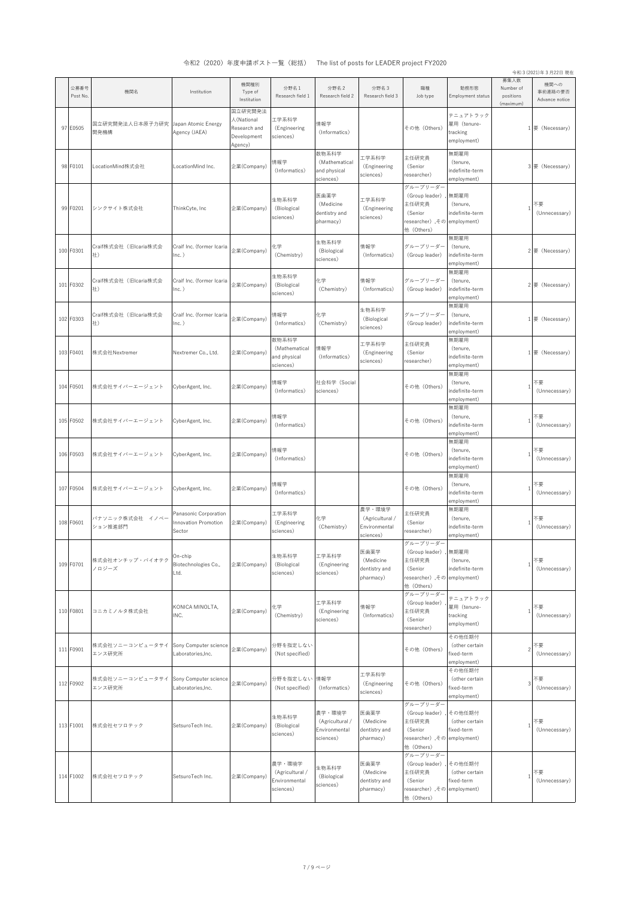# 令和2（2020）年度申請ポスト一覧（総括）　The list of posts for LEADER project FY2020

令和３(2021)年３月22日 現在

| | 公募番号 Post No. | 機関名 | Institution | 機関種別 Type of Institution | 分野名１ Research field 1 | 分野名２ Research field 2 | 分野名３ Research field 3 | 職種 Job type | 勤務形態 Employment status | 募集人数 Number of positions (maximum) | 機関への事前連絡の要否 Advance notice |
|---|---|---|---|---|---|---|---|---|---|---|---|
| 97 | E0505 | 国立研究開発法人日本原子力研究開発機構 | Japan Atomic Energy Agency (JAEA) | 国立研究開発法人(National Research and Development Agency) | 工学系科学（Engineering sciences） | 情報学（Informatics） | | その他（Others） | テニュアトラック雇用（tenure-tracking employment） | 1 | 要（Necessary） |
| 98 | F0101 | LocationMind株式会社 | LocationMind Inc. | 企業(Company) | 情報学（Informatics） | 数物系科学（Mathematical and physical sciences） | 工学系科学（Engineering sciences） | 主任研究員（Senior researcher） | 無期雇用（tenure, indefinite-term employment） | 3 | 要（Necessary） |
| 99 | F0201 | シンクサイト株式会社 | ThinkCyte, Inc | 企業(Company) | 生物系科学（Biological sciences） | 医歯薬学（Medicine dentistry and pharmacy） | 工学系科学（Engineering sciences） | グループリーダー（Group leader）,主任研究員（Senior researcher）,その他（Others） | 無期雇用（tenure, indefinite-term employment） | 1 | 不要（Unnecessary） |
| 100 | F0301 | Craif株式会社（旧Icaria株式会社） | Craif Inc. (former Icaria Inc.) | 企業(Company) | 化学（Chemistry） | 生物系科学（Biological sciences） | 情報学（Informatics） | グループリーダー（Group leader） | 無期雇用（tenure, indefinite-term employment） | 2 | 要（Necessary） |
| 101 | F0302 | Craif株式会社（旧Icaria株式会社） | Craif Inc. (former Icaria Inc.) | 企業(Company) | 生物系科学（Biological sciences） | 化学（Chemistry） | 情報学（Informatics） | グループリーダー（Group leader） | 無期雇用（tenure, indefinite-term employment） | 2 | 要（Necessary） |
| 102 | F0303 | Craif株式会社（旧Icaria株式会社） | Craif Inc. (former Icaria Inc.) | 企業(Company) | 情報学（Informatics） | 化学（Chemistry） | 生物系科学（Biological sciences） | グループリーダー（Group leader） | 無期雇用（tenure, indefinite-term employment） | 1 | 要（Necessary） |
| 103 | F0401 | 株式会社Nextremer | Nextremer Co., Ltd. | 企業(Company) | 数物系科学（Mathematical and physical sciences） | 情報学（Informatics） | 工学系科学（Engineering sciences） | 主任研究員（Senior researcher） | 無期雇用（tenure, indefinite-term employment） | 1 | 要（Necessary） |
| 104 | F0501 | 株式会社サイバーエージェント | CyberAgent, Inc. | 企業(Company) | 情報学（Informatics） | 社会科学（Social sciences） | | その他（Others） | 無期雇用（tenure, indefinite-term employment） | 1 | 不要（Unnecessary） |
| 105 | F0502 | 株式会社サイバーエージェント | CyberAgent, Inc. | 企業(Company) | 情報学（Informatics） | | | その他（Others） | 無期雇用（tenure, indefinite-term employment） | 1 | 不要（Unnecessary） |
| 106 | F0503 | 株式会社サイバーエージェント | CyberAgent, Inc. | 企業(Company) | 情報学（Informatics） | | | その他（Others） | 無期雇用（tenure, indefinite-term employment） | 1 | 不要（Unnecessary） |
| 107 | F0504 | 株式会社サイバーエージェント | CyberAgent, Inc. | 企業(Company) | 情報学（Informatics） | | | その他（Others） | 無期雇用（tenure, indefinite-term employment） | 1 | 不要（Unnecessary） |
| 108 | F0601 | パナソニック株式会社　イノベーション推進部門 | Panasonic Corporation Innovation Promotion Sector | 企業(Company) | 工学系科学（Engineering sciences） | 化学（Chemistry） | 農学・環境学（Agricultural / Environmental sciences） | 主任研究員（Senior researcher） | 無期雇用（tenure, indefinite-term employment） | 1 | 不要（Unnecessary） |
| 109 | F0701 | 株式会社オンチップ・バイオテクノロジーズ | On-chip Biotechnologies Co., Ltd. | 企業(Company) | 生物系科学（Biological sciences） | 工学系科学（Engineering sciences） | 医歯薬学（Medicine dentistry and pharmacy） | グループリーダー（Group leader）,主任研究員（Senior researcher）,その他（Others） | 無期雇用（tenure, indefinite-term employment） | 1 | 不要（Unnecessary） |
| 110 | F0801 | コニカミノルタ株式会社 | KONICA MINOLTA, INC. | 企業(Company) | 化学（Chemistry） | 工学系科学（Engineering sciences） | 情報学（Informatics） | グループリーダー（Group leader）,主任研究員（Senior researcher） | テニュアトラック雇用（tenure-tracking employment） | 1 | 不要（Unnecessary） |
| 111 | F0901 | 株式会社ソニーコンピュータサイエンス研究所 | Sony Computer science Laboratories,Inc. | 企業(Company) | 分野を指定しない（Not specified） | | | その他（Others） | その他任期付（other certain fixed-term employment） | 2 | 不要（Unnecessary） |
| 112 | F0902 | 株式会社ソニーコンピュータサイエンス研究所 | Sony Computer science Laboratories,Inc. | 企業(Company) | 分野を指定しない（Not specified） | 情報学（Informatics） | 工学系科学（Engineering sciences） | その他（Others） | その他任期付（other certain fixed-term employment） | 3 | 不要（Unnecessary） |
| 113 | F1001 | 株式会社セツロテック | SetsuroTech Inc. | 企業(Company) | 生物系科学（Biological sciences） | 農学・環境学（Agricultural / Environmental sciences） | 医歯薬学（Medicine dentistry and pharmacy） | グループリーダー（Group leader）,主任研究員（Senior researcher）,その他（Others） | その他任期付（other certain fixed-term employment） | 1 | 不要（Unnecessary） |
| 114 | F1002 | 株式会社セツロテック | SetsuroTech Inc. | 企業(Company) | 農学・環境学（Agricultural / Environmental sciences） | 生物系科学（Biological sciences） | 医歯薬学（Medicine dentistry and pharmacy） | グループリーダー（Group leader）,主任研究員（Senior researcher）,その他（Others） | その他任期付（other certain fixed-term employment） | 1 | 不要（Unnecessary） |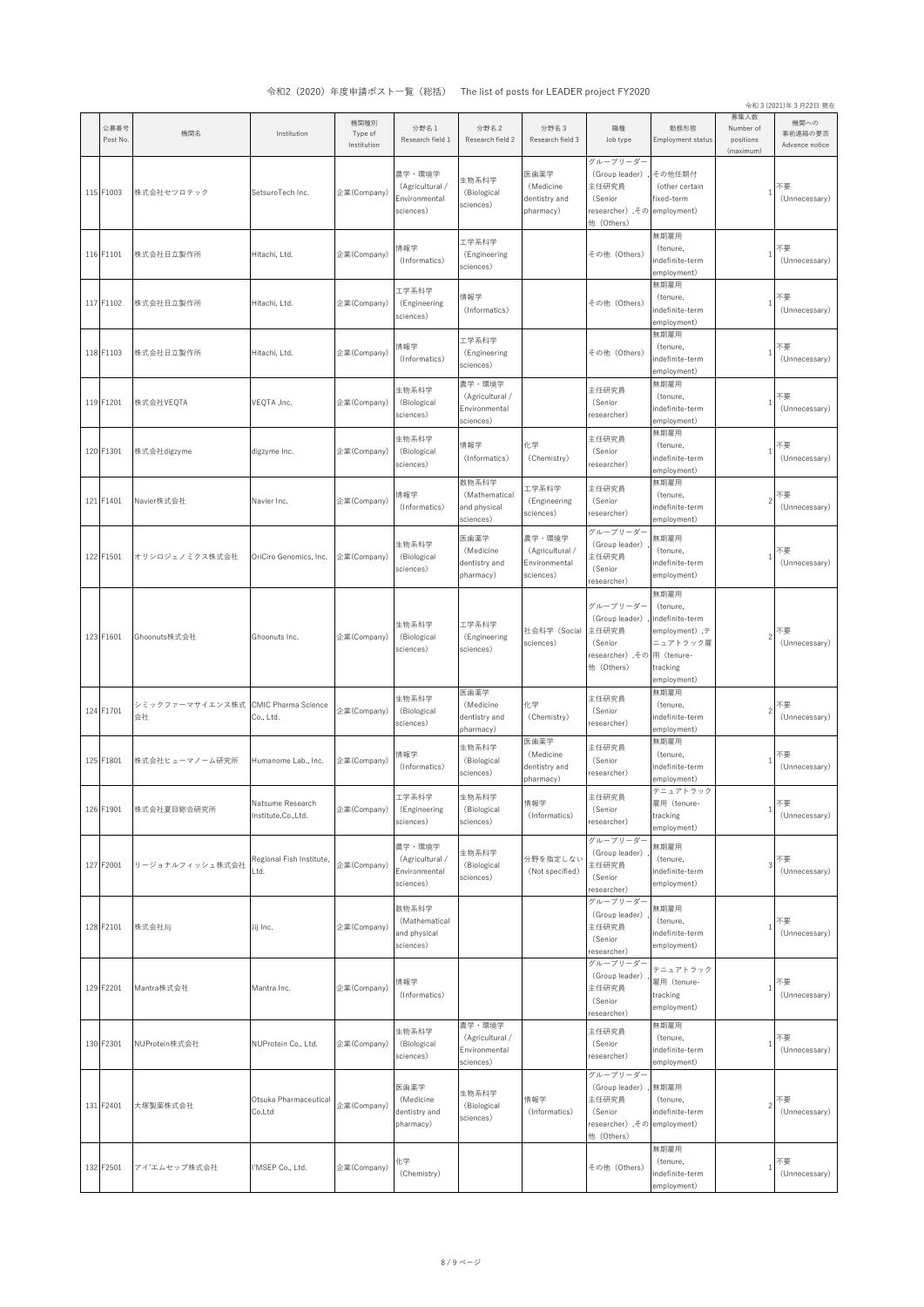令和2（2020）年度申請ポスト一覧（総括）　The list of posts for LEADER project FY2020

令和３(2021)年３月22日 現在

| | 公募番号 Post No. | 機関名 | Institution | 機関種別 Type of Institution | 分野名１ Research field 1 | 分野名２ Research field 2 | 分野名３ Research field 3 | 職種 Job type | 勤務形態 Employment status | 募集人数 Number of positions (maximum) | 機関への事前連絡の要否 Advance notice |
|---|---|---|---|---|---|---|---|---|---|---|---|
| 115 | F1003 | 株式会社セツロテック | SetsuroTech Inc. | 企業(Company) | 農学・環境学 (Agricultural / Environmental sciences) | 生物系科学 (Biological sciences) | 医歯薬学 (Medicine dentistry and pharmacy) | グループリーダー (Group leader) ,主任研究員 (Senior researcher) ,その他（Others) | その他任期付 (other certain fixed-term employment) | 1 | 不要 (Unnecessary) |
| 116 | F1101 | 株式会社日立製作所 | Hitachi, Ltd. | 企業(Company) | 情報学 (Informatics) | 工学系科学 (Engineering sciences) | | その他（Others) | 無期雇用 (tenure, indefinite-term employment) | 1 | 不要 (Unnecessary) |
| 117 | F1102 | 株式会社日立製作所 | Hitachi, Ltd. | 企業(Company) | 工学系科学 (Engineering sciences) | 情報学 (Informatics) | | その他（Others) | 無期雇用 (tenure, indefinite-term employment) | 1 | 不要 (Unnecessary) |
| 118 | F1103 | 株式会社日立製作所 | Hitachi, Ltd. | 企業(Company) | 情報学 (Informatics) | 工学系科学 (Engineering sciences) | | その他（Others) | 無期雇用 (tenure, indefinite-term employment) | 1 | 不要 (Unnecessary) |
| 119 | F1201 | 株式会社VEQTA | VEQTA ,Inc. | 企業(Company) | 生物系科学 (Biological sciences) | 農学・環境学 (Agricultural / Environmental sciences) | | 主任研究員 (Senior researcher) | 無期雇用 (tenure, indefinite-term employment) | 1 | 不要 (Unnecessary) |
| 120 | F1301 | 株式会社digzyme | digzyme Inc. | 企業(Company) | 生物系科学 (Biological sciences) | 情報学 (Informatics) | 化学 (Chemistry) | 主任研究員 (Senior researcher) | 無期雇用 (tenure, indefinite-term employment) | 1 | 不要 (Unnecessary) |
| 121 | F1401 | Navier株式会社 | Navier Inc. | 企業(Company) | 情報学 (Informatics) | 数物系科学 (Mathematical and physical sciences) | 工学系科学 (Engineering sciences) | 主任研究員 (Senior researcher) | 無期雇用 (tenure, indefinite-term employment) | 2 | 不要 (Unnecessary) |
| 122 | F1501 | オリシロジェノミクス株式会社 | OriCiro Genomics, Inc. | 企業(Company) | 生物系科学 (Biological sciences) | 医歯薬学 (Medicine dentistry and pharmacy) | 農学・環境学 (Agricultural / Environmental sciences) | グループリーダー (Group leader) ,主任研究員 (Senior researcher) | 無期雇用 (tenure, indefinite-term employment) | 1 | 不要 (Unnecessary) |
| 123 | F1601 | Ghoonuts株式会社 | Ghoonuts Inc. | 企業(Company) | 生物系科学 (Biological sciences) | 工学系科学 (Engineering sciences) | 社会科学 (Social sciences) | グループリーダー (Group leader) ,主任研究員 (Senior researcher) ,その他（Others) | 無期雇用 (tenure, indefinite-term employment) ,テニュアトラック雇用 (tenure-tracking employment) | 2 | 不要 (Unnecessary) |
| 124 | F1701 | シミックファーマサイエンス株式会社 | CMIC Pharma Science Co., Ltd. | 企業(Company) | 生物系科学 (Biological sciences) | 医歯薬学 (Medicine dentistry and pharmacy) | 化学 (Chemistry) | 主任研究員 (Senior researcher) | 無期雇用 (tenure, indefinite-term employment) | 2 | 不要 (Unnecessary) |
| 125 | F1801 | 株式会社ヒューマノーム研究所 | Humanome Lab., Inc. | 企業(Company) | 情報学 (Informatics) | 生物系科学 (Biological sciences) | 医歯薬学 (Medicine dentistry and pharmacy) | 主任研究員 (Senior researcher) | 無期雇用 (tenure, indefinite-term employment) | 1 | 不要 (Unnecessary) |
| 126 | F1901 | 株式会社夏目綜合研究所 | Natsume Research Institute,Co.,Ltd. | 企業(Company) | 工学系科学 (Engineering sciences) | 生物系科学 (Biological sciences) | 情報学 (Informatics) | 主任研究員 (Senior researcher) | テニュアトラック雇用 (tenure-tracking employment) | 1 | 不要 (Unnecessary) |
| 127 | F2001 | リージョナルフィッシュ株式会社 | Regional Fish Institute, Ltd. | 企業(Company) | 農学・環境学 (Agricultural / Environmental sciences) | 生物系科学 (Biological sciences) | 分野を指定しない (Not specified) | グループリーダー (Group leader) ,主任研究員 (Senior researcher) | 無期雇用 (tenure, indefinite-term employment) | 3 | 不要 (Unnecessary) |
| 128 | F2101 | 株式会社Jij | Jij Inc. | 企業(Company) | 数物系科学 (Mathematical and physical sciences) | | | グループリーダー (Group leader) ,主任研究員 (Senior researcher) | 無期雇用 (tenure, indefinite-term employment) | 1 | 不要 (Unnecessary) |
| 129 | F2201 | Mantra株式会社 | Mantra Inc. | 企業(Company) | 情報学 (Informatics) | | | グループリーダー (Group leader) ,主任研究員 (Senior researcher) | テニュアトラック雇用 (tenure-tracking employment) | 1 | 不要 (Unnecessary) |
| 130 | F2301 | NUProtein株式会社 | NUProtein Co., Ltd. | 企業(Company) | 生物系科学 (Biological sciences) | 農学・環境学 (Agricultural / Environmental sciences) | | 主任研究員 (Senior researcher) | 無期雇用 (tenure, indefinite-term employment) | 1 | 不要 (Unnecessary) |
| 131 | F2401 | 大塚製薬株式会社 | Otsuka Pharmaceutical Co.Ltd | 企業(Company) | 医歯薬学 (Medicine dentistry and pharmacy) | 生物系科学 (Biological sciences) | 情報学 (Informatics) | グループリーダー (Group leader) ,主任研究員 (Senior researcher) ,その他（Others) | 無期雇用 (tenure, indefinite-term employment) | 2 | 不要 (Unnecessary) |
| 132 | F2501 | アイ'エムセップ株式会社 | I'MSEP Co., Ltd. | 企業(Company) | 化学 (Chemistry) | | | その他（Others) | 無期雇用 (tenure, indefinite-term employment) | 1 | 不要 (Unnecessary) |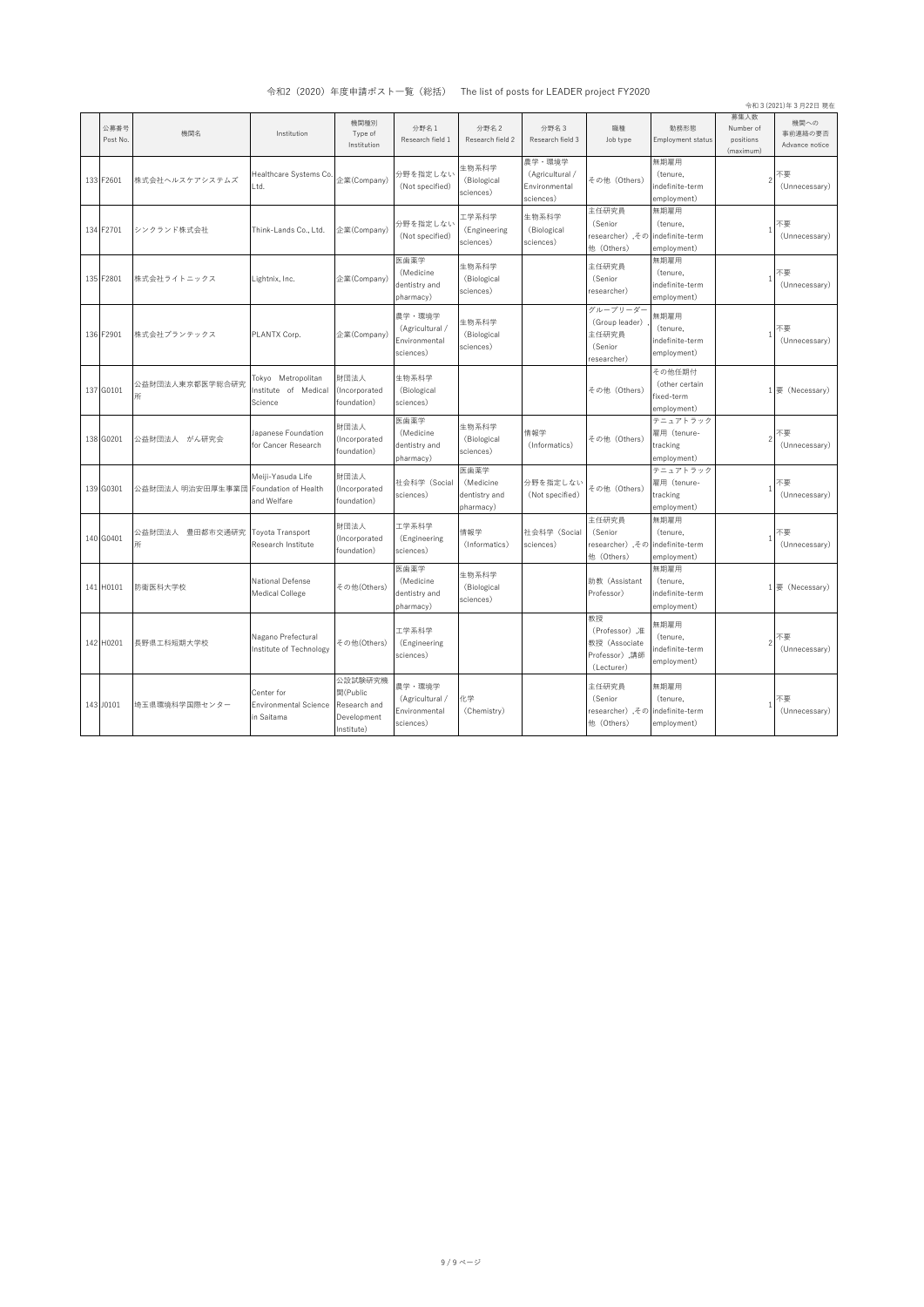令和2（2020）年度申請ポスト一覧（総括）　The list of posts for LEADER project FY2020

令和３(2021)年３月22日 現在

| | 公募番号 Post No. | 機関名 | Institution | 機関種別 Type of Institution | 分野名１ Research field 1 | 分野名２ Research field 2 | 分野名３ Research field 3 | 職種 Job type | 勤務形態 Employment status | 募集人数 Number of positions (maximum) | 機関への事前連絡の要否 Advance notice |
|---|---|---|---|---|---|---|---|---|---|---|---|
| 133 | F2601 | 株式会社ヘルスケアシステムズ | Healthcare Systems Co. Ltd. | 企業(Company) | 分野を指定しない（Not specified) | 生物系科学（Biological sciences) | 農学・環境学（Agricultural / Environmental sciences) | その他（Others) | 無期雇用（tenure, indefinite-term employment) | 2 | 不要（Unnecessary) |
| 134 | F2701 | シンクランド株式会社 | Think-Lands Co., Ltd. | 企業(Company) | 分野を指定しない（Not specified) | 工学系科学（Engineering sciences) | 生物系科学（Biological sciences) | 主任研究員（Senior researcher）,その他（Others) | 無期雇用（tenure, indefinite-term employment) | 1 | 不要（Unnecessary) |
| 135 | F2801 | 株式会社ライトニックス | Lightnix, Inc. | 企業(Company) | 医歯薬学（Medicine dentistry and pharmacy) | 生物系科学（Biological sciences) | | 主任研究員（Senior researcher) | 無期雇用（tenure, indefinite-term employment) | 1 | 不要（Unnecessary) |
| 136 | F2901 | 株式会社プランテックス | PLANTX Corp. | 企業(Company) | 農学・環境学（Agricultural / Environmental sciences) | 生物系科学（Biological sciences) | | グループリーダー（Group leader）,主任研究員（Senior researcher) | 無期雇用（tenure, indefinite-term employment) | 1 | 不要（Unnecessary) |
| 137 | G0101 | 公益財団法人東京都医学総合研究所 | Tokyo Metropolitan Institute of Medical Science | 財団法人（Incorporated foundation) | 生物系科学（Biological sciences) | | | その他（Others) | その他任期付（other certain fixed-term employment) | 1 | 要（Necessary) |
| 138 | G0201 | 公益財団法人　がん研究会 | Japanese Foundation for Cancer Research | 財団法人（Incorporated foundation) | 医歯薬学（Medicine dentistry and pharmacy) | 生物系科学（Biological sciences) | 情報学（Informatics) | その他（Others) | テニュアトラック雇用（tenure-tracking employment) | 2 | 不要（Unnecessary) |
| 139 | G0301 | 公益財団法人 明治安田厚生事業団 | Meiji-Yasuda Life Foundation of Health and Welfare | 財団法人（Incorporated foundation) | 社会科学（Social sciences) | 医歯薬学（Medicine dentistry and pharmacy) | 分野を指定しない（Not specified) | その他（Others) | テニュアトラック雇用（tenure-tracking employment) | 1 | 不要（Unnecessary) |
| 140 | G0401 | 公益財団法人　豊田都市交通研究所 | Toyota Transport Research Institute | 財団法人（Incorporated foundation) | 工学系科学（Engineering sciences) | 情報学（Informatics) | 社会科学（Social sciences) | 主任研究員（Senior researcher）,その他（Others) | 無期雇用（tenure, indefinite-term employment) | 1 | 不要（Unnecessary) |
| 141 | H0101 | 防衛医科大学校 | National Defense Medical College | その他(Others) | 医歯薬学（Medicine dentistry and pharmacy) | 生物系科学（Biological sciences) | | 助教（Assistant Professor) | 無期雇用（tenure, indefinite-term employment) | 1 | 要（Necessary) |
| 142 | H0201 | 長野県工科短期大学校 | Nagano Prefectural Institute of Technology | その他(Others) | 工学系科学（Engineering sciences) | | | 教授（Professor）,准教授（Associate Professor）,講師（Lecturer) | 無期雇用（tenure, indefinite-term employment) | 2 | 不要（Unnecessary) |
| 143 | J0101 | 埼玉県環境科学国際センター | Center for Environmental Science in Saitama | 公設試験研究機関(Public Research and Development Institute) | 農学・環境学（Agricultural / Environmental sciences) | 化学（Chemistry) | | 主任研究員（Senior researcher）,その他（Others) | 無期雇用（tenure, indefinite-term employment) | 1 | 不要（Unnecessary) |